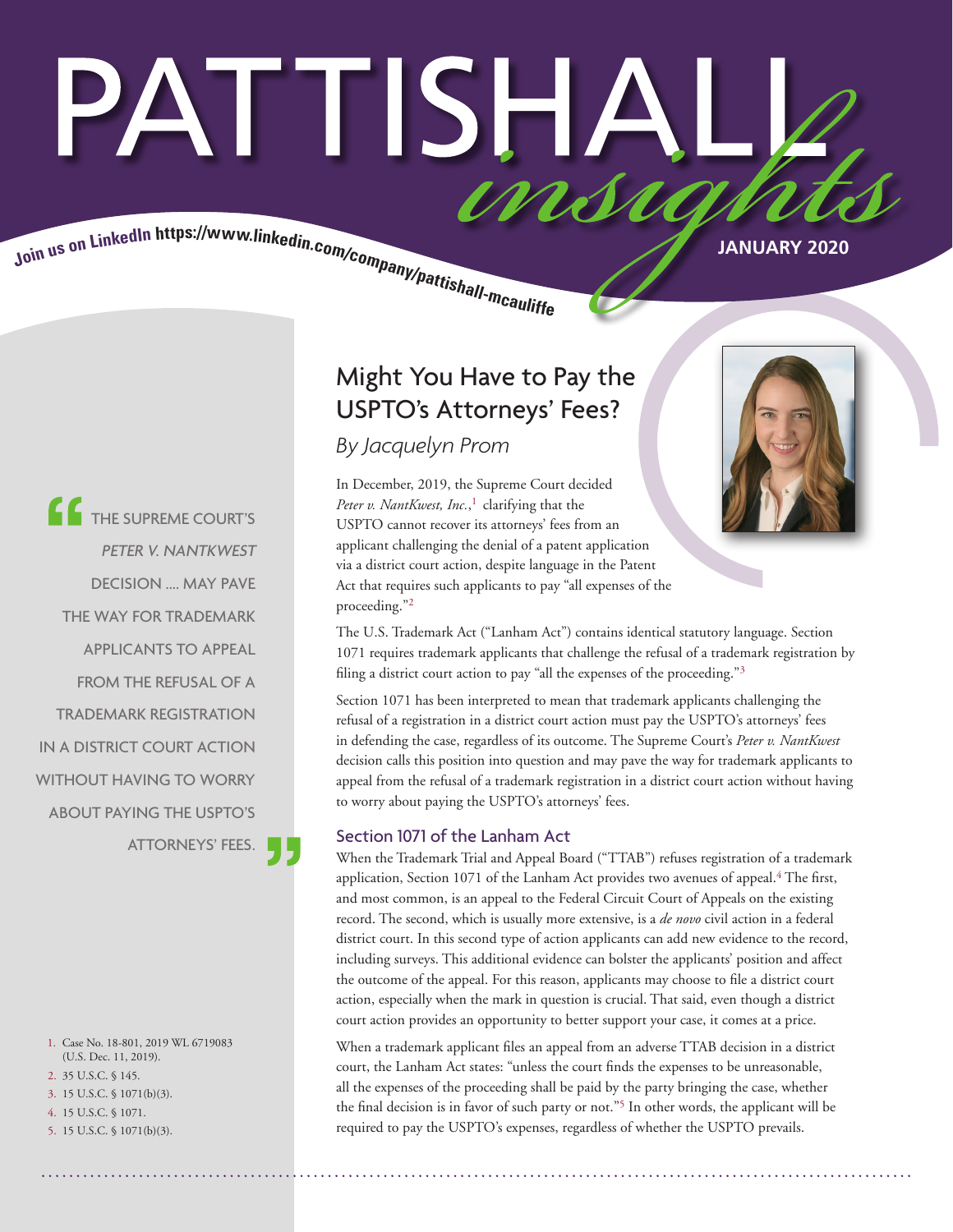# PATTISHALL insights

Join us on LinkedIn https://www.linkedin.com/company/pattishall-mcauliffe

JANUARY 2020

## Might You Have to Pay the USPTO's Attorneys' Fees?

*By Jacquelyn Prom*

In December, 2019, the Supreme Court decided *Peter v. NantKwest, Inc.*,[1] clarifying that the USPTO cannot recover its attorneys' fees from an applicant challenging the denial of a patent application via a district court action, despite language in the Patent Act that requires such applicants to pay "all expenses of the proceeding."[2]

The U.S. Trademark Act ("Lanham Act") contains identical statutory language. Section 1071 requires trademark applicants that challenge the refusal of a trademark registration by filing a district court action to pay "all the expenses of the proceeding."[3]

Section 1071 has been interpreted to mean that trademark applicants challenging the refusal of a registration in a district court action must pay the USPTO's attorneys' fees in defending the case, regardless of its outcome. The Supreme Court's *Peter v. NantKwest* decision calls this position into question and may pave the way for trademark applicants to appeal from the refusal of a trademark registration in a district court action without having to worry about paying the USPTO's attorneys' fees.

> "THE SUPREME COURT'S *PETER V. NANTKWEST* DECISION .... MAY PAVE THE WAY FOR TRADEMARK APPLICANTS TO APPEAL FROM THE REFUSAL OF A TRADEMARK REGISTRATION IN A DISTRICT COURT ACTION WITHOUT HAVING TO WORRY ABOUT PAYING THE USPTO'S ATTORNEYS' FEES."

### Section 1071 of the Lanham Act

When the Trademark Trial and Appeal Board ("TTAB") refuses registration of a trademark application, Section 1071 of the Lanham Act provides two avenues of appeal.[4] The first, and most common, is an appeal to the Federal Circuit Court of Appeals on the existing record. The second, which is usually more extensive, is a *de novo* civil action in a federal district court. In this second type of action applicants can add new evidence to the record, including surveys. This additional evidence can bolster the applicants' position and affect the outcome of the appeal. For this reason, applicants may choose to file a district court action, especially when the mark in question is crucial. That said, even though a district court action provides an opportunity to better support your case, it comes at a price.

When a trademark applicant files an appeal from an adverse TTAB decision in a district court, the Lanham Act states: "unless the court finds the expenses to be unreasonable, all the expenses of the proceeding shall be paid by the party bringing the case, whether the final decision is in favor of such party or not."[5] In other words, the applicant will be required to pay the USPTO's expenses, regardless of whether the USPTO prevails.

1. Case No. 18-801, 2019 WL 6719083 (U.S. Dec. 11, 2019).
2. 35 U.S.C. § 145.
3. 15 U.S.C. § 1071(b)(3).
4. 15 U.S.C. § 1071.
5. 15 U.S.C. § 1071(b)(3).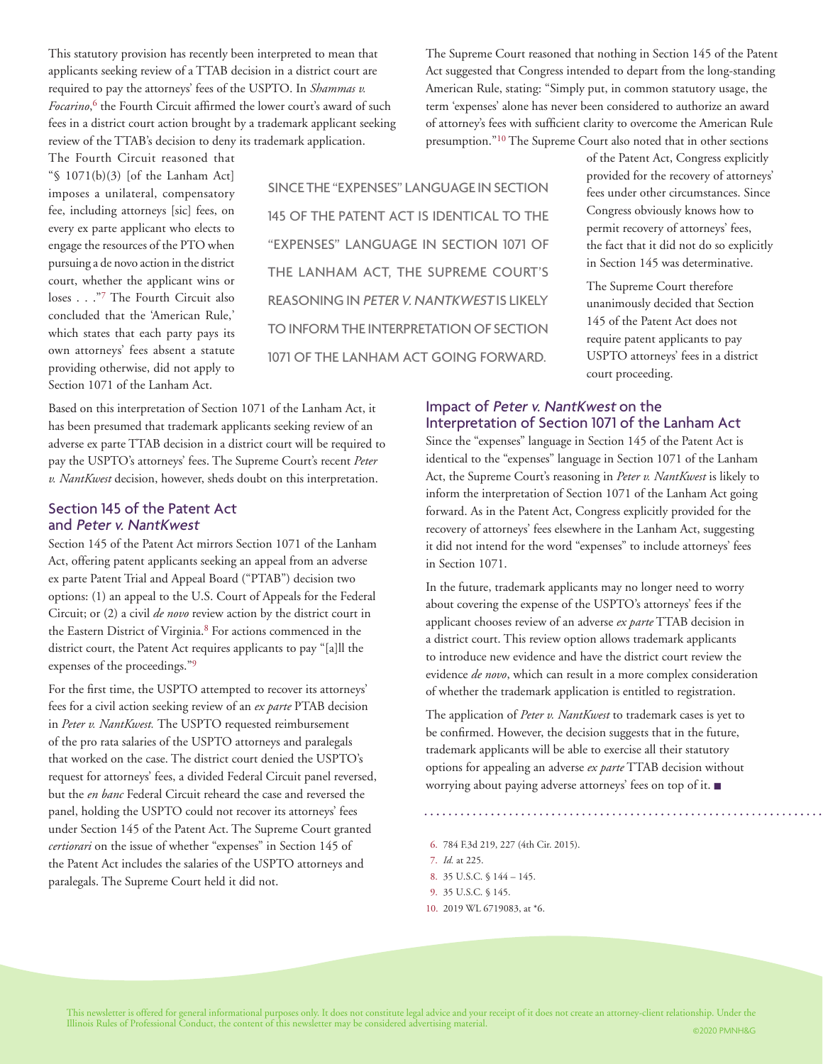This statutory provision has recently been interpreted to mean that applicants seeking review of a TTAB decision in a district court are required to pay the attorneys' fees of the USPTO. In *Shammas v. Focarino*,[6] the Fourth Circuit affirmed the lower court's award of such fees in a district court action brought by a trademark applicant seeking review of the TTAB's decision to deny its trademark application. The Fourth Circuit reasoned that "§ 1071(b)(3) [of the Lanham Act] imposes a unilateral, compensatory fee, including attorneys [sic] fees, on every ex parte applicant who elects to engage the resources of the PTO when pursuing a de novo action in the district court, whether the applicant wins or loses . . ."[7] The Fourth Circuit also concluded that the 'American Rule,' which states that each party pays its own attorneys' fees absent a statute providing otherwise, did not apply to Section 1071 of the Lanham Act.

SINCE THE "EXPENSES" LANGUAGE IN SECTION 145 OF THE PATENT ACT IS IDENTICAL TO THE "EXPENSES" LANGUAGE IN SECTION 1071 OF THE LANHAM ACT, THE SUPREME COURT'S REASONING IN *PETER V. NANTKWEST* IS LIKELY TO INFORM THE INTERPRETATION OF SECTION 1071 OF THE LANHAM ACT GOING FORWARD.

Based on this interpretation of Section 1071 of the Lanham Act, it has been presumed that trademark applicants seeking review of an adverse ex parte TTAB decision in a district court will be required to pay the USPTO's attorneys' fees. The Supreme Court's recent *Peter v. NantKwest* decision, however, sheds doubt on this interpretation.

## Section 145 of the Patent Act and *Peter v. NantKwest*

Section 145 of the Patent Act mirrors Section 1071 of the Lanham Act, offering patent applicants seeking an appeal from an adverse ex parte Patent Trial and Appeal Board ("PTAB") decision two options: (1) an appeal to the U.S. Court of Appeals for the Federal Circuit; or (2) a civil *de novo* review action by the district court in the Eastern District of Virginia.[8] For actions commenced in the district court, the Patent Act requires applicants to pay "[a]ll the expenses of the proceedings."[9]

For the first time, the USPTO attempted to recover its attorneys' fees for a civil action seeking review of an *ex parte* PTAB decision in *Peter v. NantKwest.* The USPTO requested reimbursement of the pro rata salaries of the USPTO attorneys and paralegals that worked on the case. The district court denied the USPTO's request for attorneys' fees, a divided Federal Circuit panel reversed, but the *en banc* Federal Circuit reheard the case and reversed the panel, holding the USPTO could not recover its attorneys' fees under Section 145 of the Patent Act. The Supreme Court granted *certiorari* on the issue of whether "expenses" in Section 145 of the Patent Act includes the salaries of the USPTO attorneys and paralegals. The Supreme Court held it did not.

The Supreme Court reasoned that nothing in Section 145 of the Patent Act suggested that Congress intended to depart from the long-standing American Rule, stating: "Simply put, in common statutory usage, the term 'expenses' alone has never been considered to authorize an award of attorney's fees with sufficient clarity to overcome the American Rule presumption."[10] The Supreme Court also noted that in other sections of the Patent Act, Congress explicitly provided for the recovery of attorneys' fees under other circumstances. Since Congress obviously knows how to permit recovery of attorneys' fees, the fact that it did not do so explicitly in Section 145 was determinative.

The Supreme Court therefore unanimously decided that Section 145 of the Patent Act does not require patent applicants to pay USPTO attorneys' fees in a district court proceeding.

## Impact of *Peter v. NantKwest* on the Interpretation of Section 1071 of the Lanham Act

Since the "expenses" language in Section 145 of the Patent Act is identical to the "expenses" language in Section 1071 of the Lanham Act, the Supreme Court's reasoning in *Peter v. NantKwest* is likely to inform the interpretation of Section 1071 of the Lanham Act going forward. As in the Patent Act, Congress explicitly provided for the recovery of attorneys' fees elsewhere in the Lanham Act, suggesting it did not intend for the word "expenses" to include attorneys' fees in Section 1071.

In the future, trademark applicants may no longer need to worry about covering the expense of the USPTO's attorneys' fees if the applicant chooses review of an adverse *ex parte* TTAB decision in a district court. This review option allows trademark applicants to introduce new evidence and have the district court review the evidence *de novo*, which can result in a more complex consideration of whether the trademark application is entitled to registration.

The application of *Peter v. NantKwest* to trademark cases is yet to be confirmed. However, the decision suggests that in the future, trademark applicants will be able to exercise all their statutory options for appealing an adverse *ex parte* TTAB decision without worrying about paying adverse attorneys' fees on top of it. ■

---

6. 784 F.3d 219, 227 (4th Cir. 2015).
7. *Id.* at 225.
8. 35 U.S.C. § 144 – 145.
9. 35 U.S.C. § 145.
10. 2019 WL 6719083, at *6.

This newsletter is offered for general informational purposes only. It does not constitute legal advice and your receipt of it does not create an attorney-client relationship. Under the Illinois Rules of Professional Conduct, the content of this newsletter may be considered advertising material.

©2020 PMNH&G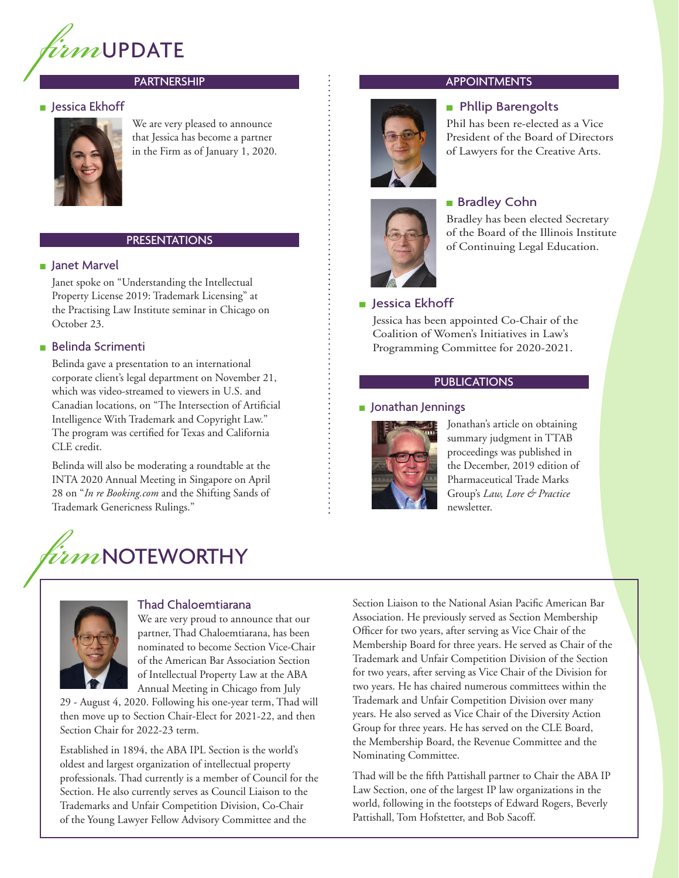# *firm*UPDATE

## PARTNERSHIP

### Jessica Ekhoff

We are very pleased to announce that Jessica has become a partner in the Firm as of January 1, 2020.

## PRESENTATIONS

### Janet Marvel

Janet spoke on "Understanding the Intellectual Property License 2019: Trademark Licensing" at the Practising Law Institute seminar in Chicago on October 23.

### Belinda Scrimenti

Belinda gave a presentation to an international corporate client's legal department on November 21, which was video-streamed to viewers in U.S. and Canadian locations, on "The Intersection of Artificial Intelligence With Trademark and Copyright Law." The program was certified for Texas and California CLE credit.

Belinda will also be moderating a roundtable at the INTA 2020 Annual Meeting in Singapore on April 28 on "*In re Booking.com* and the Shifting Sands of Trademark Genericness Rulings."

## APPOINTMENTS

### Phllip Barengolts

Phil has been re-elected as a Vice President of the Board of Directors of Lawyers for the Creative Arts.

### Bradley Cohn

Bradley has been elected Secretary of the Board of the Illinois Institute of Continuing Legal Education.

### Jessica Ekhoff

Jessica has been appointed Co-Chair of the Coalition of Women's Initiatives in Law's Programming Committee for 2020-2021.

## PUBLICATIONS

### Jonathan Jennings

Jonathan's article on obtaining summary judgment in TTAB proceedings was published in the December, 2019 edition of Pharmaceutical Trade Marks Group's *Law, Lore & Practice* newsletter.

# *firm*NOTEWORTHY

### Thad Chaloemtiarana

We are very proud to announce that our partner, Thad Chaloemtiarana, has been nominated to become Section Vice-Chair of the American Bar Association Section of Intellectual Property Law at the ABA Annual Meeting in Chicago from July 29 - August 4, 2020. Following his one-year term, Thad will then move up to Section Chair-Elect for 2021-22, and then Section Chair for 2022-23 term.

Established in 1894, the ABA IPL Section is the world's oldest and largest organization of intellectual property professionals. Thad currently is a member of Council for the Section. He also currently serves as Council Liaison to the Trademarks and Unfair Competition Division, Co-Chair of the Young Lawyer Fellow Advisory Committee and the Section Liaison to the National Asian Pacific American Bar Association. He previously served as Section Membership Officer for two years, after serving as Vice Chair of the Membership Board for three years. He served as Chair of the Trademark and Unfair Competition Division of the Section for two years, after serving as Vice Chair of the Division for two years. He has chaired numerous committees within the Trademark and Unfair Competition Division over many years. He also served as Vice Chair of the Diversity Action Group for three years. He has served on the CLE Board, the Membership Board, the Revenue Committee and the Nominating Committee.

Thad will be the fifth Pattishall partner to Chair the ABA IP Law Section, one of the largest IP law organizations in the world, following in the footsteps of Edward Rogers, Beverly Pattishall, Tom Hofstetter, and Bob Sacoff.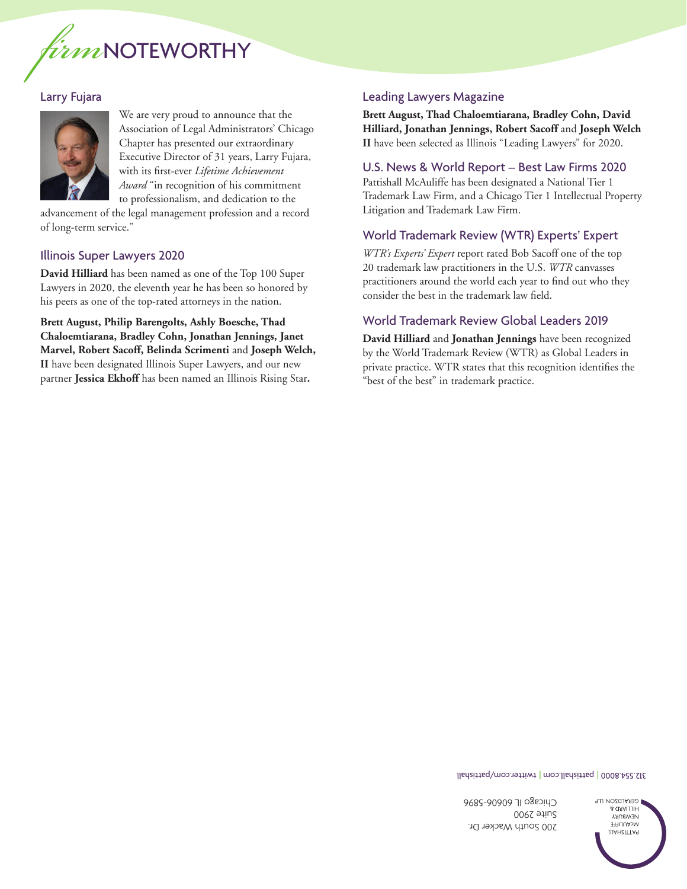# *firm*NOTEWORTHY

## Larry Fujara

We are very proud to announce that the Association of Legal Administrators' Chicago Chapter has presented our extraordinary Executive Director of 31 years, Larry Fujara, with its first-ever *Lifetime Achievement Award* "in recognition of his commitment to professionalism, and dedication to the advancement of the legal management profession and a record of long-term service."

## Illinois Super Lawyers 2020

**David Hilliard** has been named as one of the Top 100 Super Lawyers in 2020, the eleventh year he has been so honored by his peers as one of the top-rated attorneys in the nation.

**Brett August, Philip Barengolts, Ashly Boesche, Thad Chaloemtiarana, Bradley Cohn, Jonathan Jennings, Janet Marvel, Robert Sacoff, Belinda Scrimenti** and **Joseph Welch, II** have been designated Illinois Super Lawyers, and our new partner **Jessica Ekhoff** has been named an Illinois Rising Star**.**

## Leading Lawyers Magazine

**Brett August, Thad Chaloemtiarana, Bradley Cohn, David Hilliard, Jonathan Jennings, Robert Sacoff** and **Joseph Welch II** have been selected as Illinois "Leading Lawyers" for 2020.

## U.S. News & World Report – Best Law Firms 2020

Pattishall McAuliffe has been designated a National Tier 1 Trademark Law Firm, and a Chicago Tier 1 Intellectual Property Litigation and Trademark Law Firm.

## World Trademark Review (WTR) Experts' Expert

*WTR's Experts' Expert* report rated Bob Sacoff one of the top 20 trademark law practitioners in the U.S. *WTR* canvasses practitioners around the world each year to find out who they consider the best in the trademark law field.

## World Trademark Review Global Leaders 2019

**David Hilliard** and **Jonathan Jennings** have been recognized by the World Trademark Review (WTR) as Global Leaders in private practice. WTR states that this recognition identifies the "best of the best" in trademark practice.

312.554.8000 | pattishall.com | twitter.com/pattishall

PATTISHALL
MCAULIFFE
NEWBURY
HILLIARD &
GERALDSON LLP

200 South Wacker Dr.
Suite 2900
Chicago IL 60606-5896